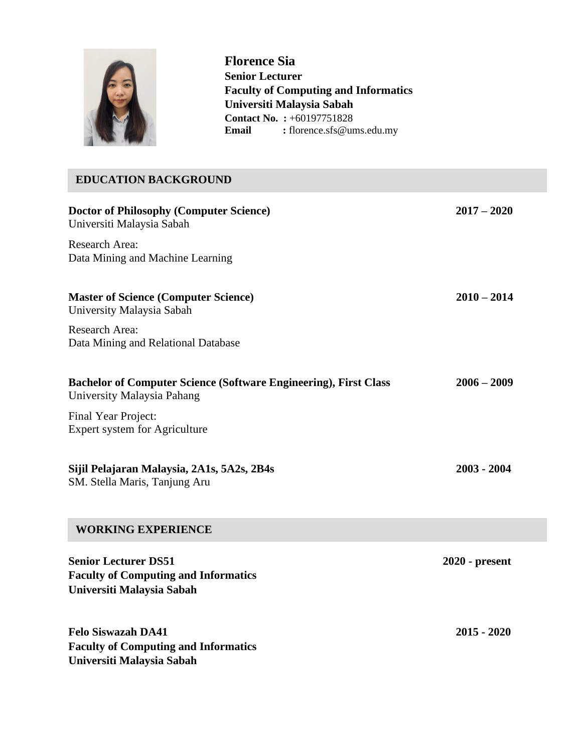# Florence Sia

**Senior Lecturer**
**Faculty of Computing and Informatics**
**Universiti Malaysia Sabah**
**Contact No.** : +60197751828
**Email** : florence.sfs@ums.edu.my

## EDUCATION BACKGROUND

**Doctor of Philosophy (Computer Science)** **2017 – 2020**
Universiti Malaysia Sabah

Research Area:
Data Mining and Machine Learning

**Master of Science (Computer Science)** **2010 – 2014**
University Malaysia Sabah

Research Area:
Data Mining and Relational Database

**Bachelor of Computer Science (Software Engineering), First Class** **2006 – 2009**
University Malaysia Pahang

Final Year Project:
Expert system for Agriculture

**Sijil Pelajaran Malaysia, 2A1s, 5A2s, 2B4s** **2003 - 2004**
SM. Stella Maris, Tanjung Aru

## WORKING EXPERIENCE

**Senior Lecturer DS51** **2020 - present**
**Faculty of Computing and Informatics**
**Universiti Malaysia Sabah**

**Felo Siswazah DA41** **2015 - 2020**
**Faculty of Computing and Informatics**
**Universiti Malaysia Sabah**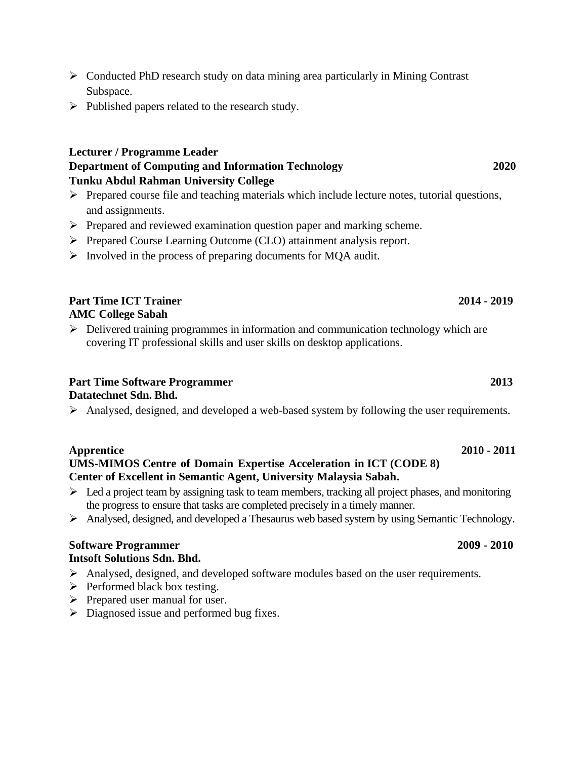- Conducted PhD research study on data mining area particularly in Mining Contrast Subspace.
- Published papers related to the research study.

**Lecturer / Programme Leader**
**Department of Computing and Information Technology** **2020**
**Tunku Abdul Rahman University College**

- Prepared course file and teaching materials which include lecture notes, tutorial questions, and assignments.
- Prepared and reviewed examination question paper and marking scheme.
- Prepared Course Learning Outcome (CLO) attainment analysis report.
- Involved in the process of preparing documents for MQA audit.

**Part Time ICT Trainer** **2014 - 2019**
**AMC College Sabah**

- Delivered training programmes in information and communication technology which are covering IT professional skills and user skills on desktop applications.

**Part Time Software Programmer** **2013**
**Datatechnet Sdn. Bhd.**

- Analysed, designed, and developed a web-based system by following the user requirements.

**Apprentice** **2010 - 2011**
**UMS-MIMOS Centre of Domain Expertise Acceleration in ICT (CODE 8)**
**Center of Excellent in Semantic Agent, University Malaysia Sabah.**

- Led a project team by assigning task to team members, tracking all project phases, and monitoring the progress to ensure that tasks are completed precisely in a timely manner.
- Analysed, designed, and developed a Thesaurus web based system by using Semantic Technology.

**Software Programmer** **2009 - 2010**
**Intsoft Solutions Sdn. Bhd.**

- Analysed, designed, and developed software modules based on the user requirements.
- Performed black box testing.
- Prepared user manual for user.
- Diagnosed issue and performed bug fixes.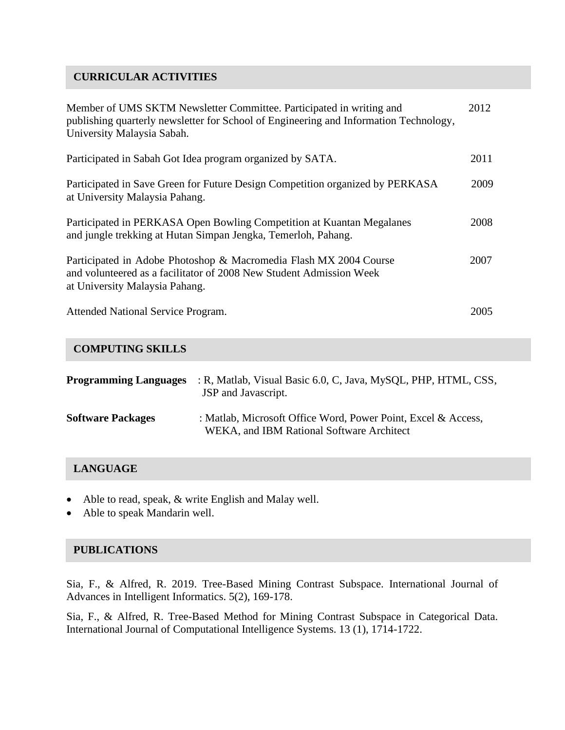## CURRICULAR ACTIVITIES

| Activity | Year |
| --- | --- |
| Member of UMS SKTM Newsletter Committee. Participated in writing and publishing quarterly newsletter for School of Engineering and Information Technology, University Malaysia Sabah. | 2012 |
| Participated in Sabah Got Idea program organized by SATA. | 2011 |
| Participated in Save Green for Future Design Competition organized by PERKASA at University Malaysia Pahang. | 2009 |
| Participated in PERKASA Open Bowling Competition at Kuantan Megalanes and jungle trekking at Hutan Simpan Jengka, Temerloh, Pahang. | 2008 |
| Participated in Adobe Photoshop & Macromedia Flash MX 2004 Course and volunteered as a facilitator of 2008 New Student Admission Week at University Malaysia Pahang. | 2007 |
| Attended National Service Program. | 2005 |

## COMPUTING SKILLS

**Programming Languages** : R, Matlab, Visual Basic 6.0, C, Java, MySQL, PHP, HTML, CSS, JSP and Javascript.

**Software Packages** : Matlab, Microsoft Office Word, Power Point, Excel & Access, WEKA, and IBM Rational Software Architect

## LANGUAGE

- Able to read, speak, & write English and Malay well.
- Able to speak Mandarin well.

## PUBLICATIONS

Sia, F., & Alfred, R. 2019. Tree-Based Mining Contrast Subspace. International Journal of Advances in Intelligent Informatics. 5(2), 169-178.

Sia, F., & Alfred, R. Tree-Based Method for Mining Contrast Subspace in Categorical Data. International Journal of Computational Intelligence Systems. 13 (1), 1714-1722.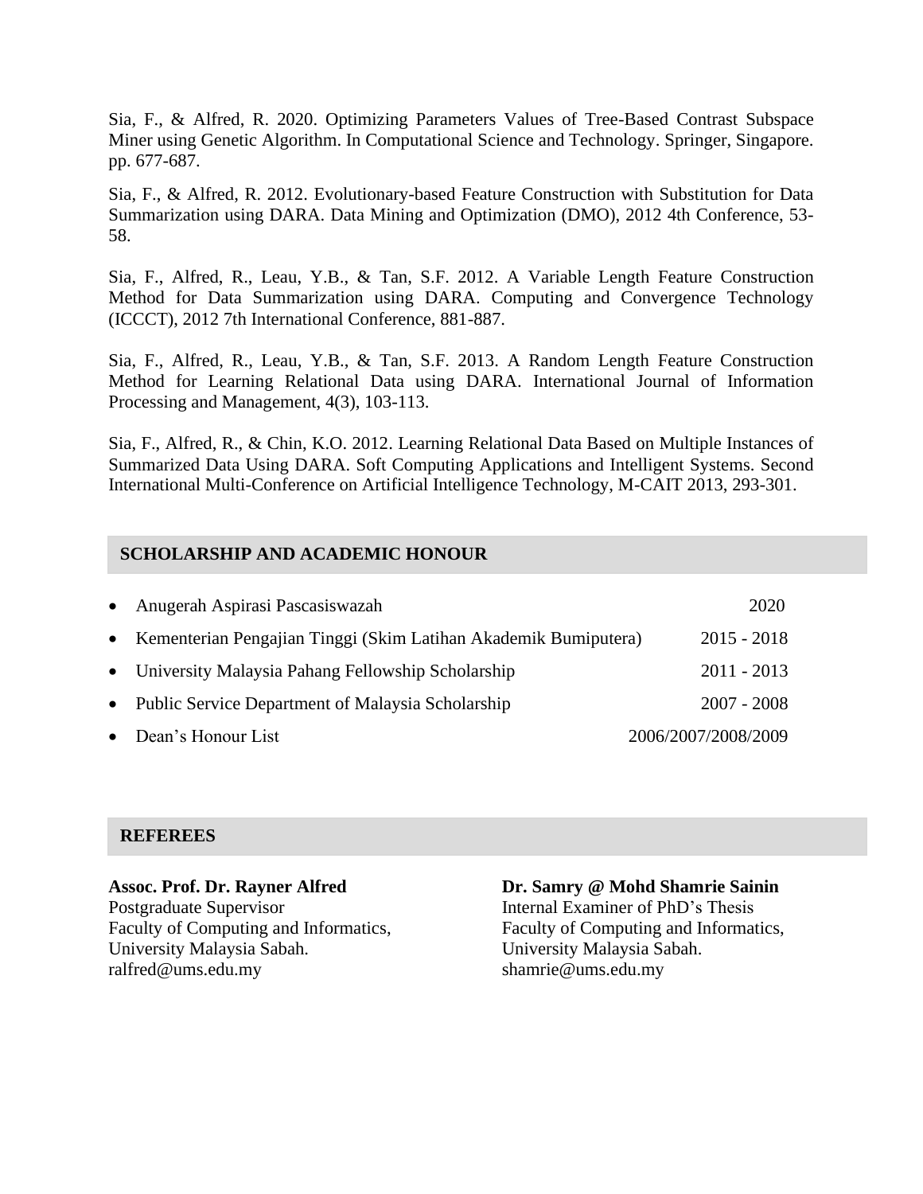Sia, F., & Alfred, R. 2020. Optimizing Parameters Values of Tree-Based Contrast Subspace Miner using Genetic Algorithm. In Computational Science and Technology. Springer, Singapore. pp. 677-687.

Sia, F., & Alfred, R. 2012. Evolutionary-based Feature Construction with Substitution for Data Summarization using DARA. Data Mining and Optimization (DMO), 2012 4th Conference, 53-58.

Sia, F., Alfred, R., Leau, Y.B., & Tan, S.F. 2012. A Variable Length Feature Construction Method for Data Summarization using DARA. Computing and Convergence Technology (ICCCT), 2012 7th International Conference, 881-887.

Sia, F., Alfred, R., Leau, Y.B., & Tan, S.F. 2013. A Random Length Feature Construction Method for Learning Relational Data using DARA. International Journal of Information Processing and Management, 4(3), 103-113.

Sia, F., Alfred, R., & Chin, K.O. 2012. Learning Relational Data Based on Multiple Instances of Summarized Data Using DARA. Soft Computing Applications and Intelligent Systems. Second International Multi-Conference on Artificial Intelligence Technology, M-CAIT 2013, 293-301.

## SCHOLARSHIP AND ACADEMIC HONOUR

- Anugerah Aspirasi Pascasiswazah — 2020
- Kementerian Pengajian Tinggi (Skim Latihan Akademik Bumiputera) — 2015 - 2018
- University Malaysia Pahang Fellowship Scholarship — 2011 - 2013
- Public Service Department of Malaysia Scholarship — 2007 - 2008
- Dean's Honour List — 2006/2007/2008/2009

## REFEREES

**Assoc. Prof. Dr. Rayner Alfred**
Postgraduate Supervisor
Faculty of Computing and Informatics,
University Malaysia Sabah.
ralfred@ums.edu.my

**Dr. Samry @ Mohd Shamrie Sainin**
Internal Examiner of PhD's Thesis
Faculty of Computing and Informatics,
University Malaysia Sabah.
shamrie@ums.edu.my